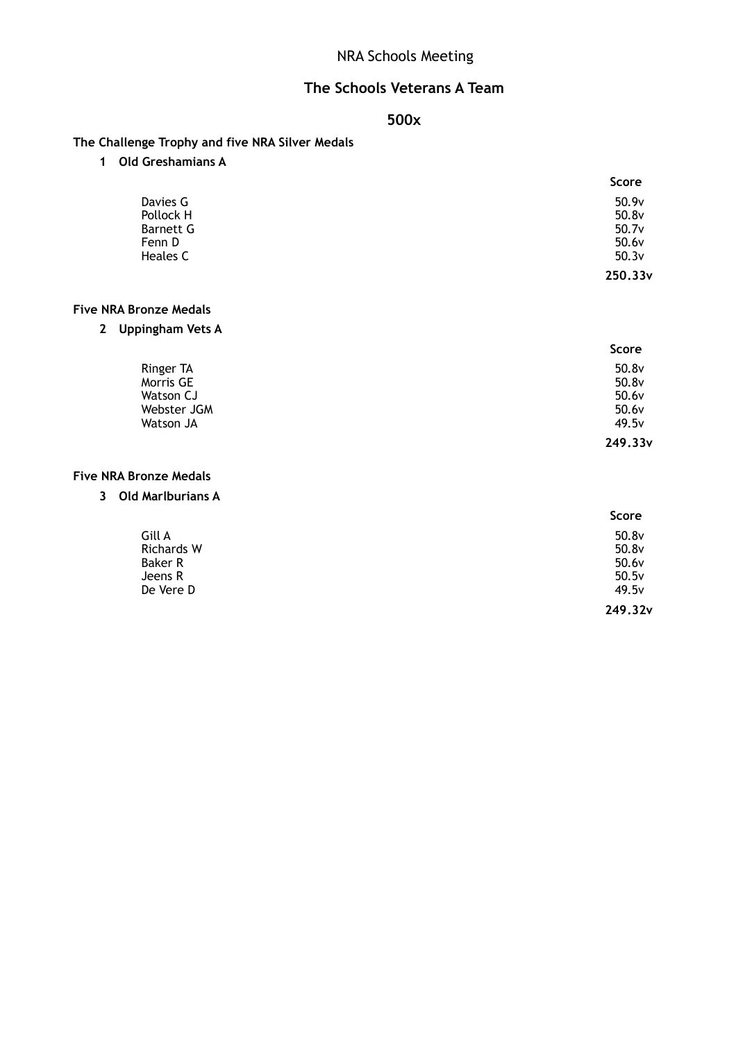NRA Schools Meeting

# The Schools Veterans A Team

## 500x

**The Challenge Trophy and five NRA Silver Medals**

**1 Old Greshamians A**

| | Score |
|---|---|
| Davies G | 50.9v |
| Pollock H | 50.8v |
| Barnett G | 50.7v |
| Fenn D | 50.6v |
| Heales C | 50.3v |
| | **250.33v** |

**Five NRA Bronze Medals**

**2 Uppingham Vets A**

| | Score |
|---|---|
| Ringer TA | 50.8v |
| Morris GE | 50.8v |
| Watson CJ | 50.6v |
| Webster JGM | 50.6v |
| Watson JA | 49.5v |
| | **249.33v** |

**Five NRA Bronze Medals**

**3 Old Marlburians A**

| | Score |
|---|---|
| Gill A | 50.8v |
| Richards W | 50.8v |
| Baker R | 50.6v |
| Jeens R | 50.5v |
| De Vere D | 49.5v |
| | **249.32v** |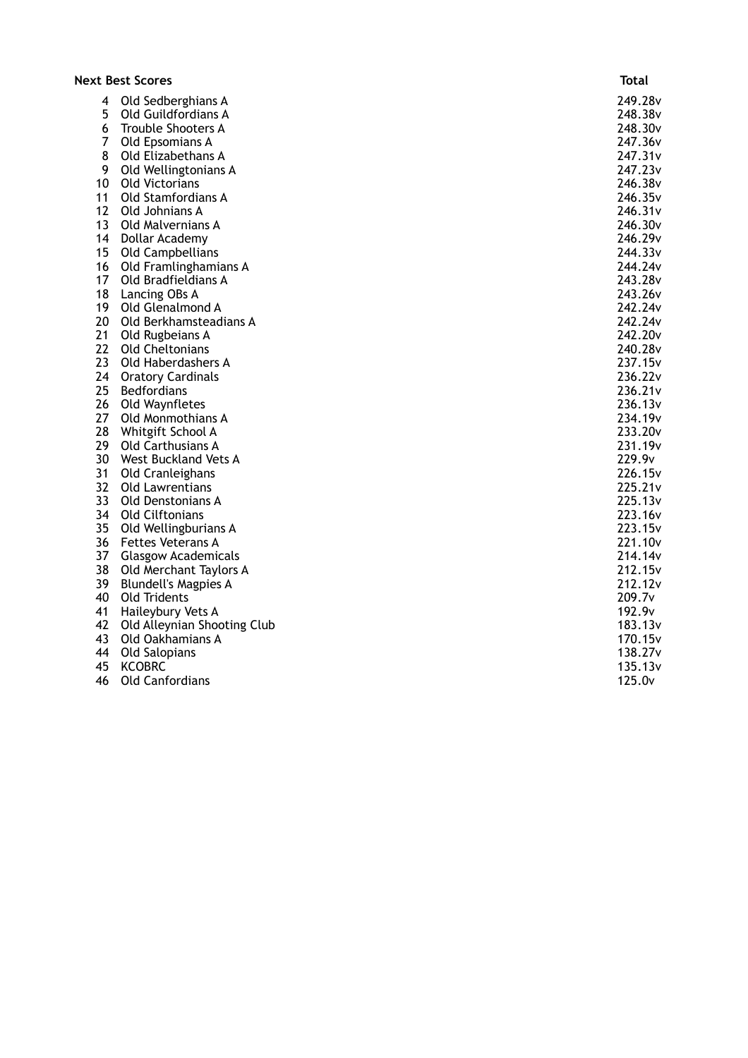| Next Best Scores | | Total |
|---|---|---|
| 4 | Old Sedberghians A | 249.28v |
| 5 | Old Guildfordians A | 248.38v |
| 6 | Trouble Shooters A | 248.30v |
| 7 | Old Epsomians A | 247.36v |
| 8 | Old Elizabethans A | 247.31v |
| 9 | Old Wellingtonians A | 247.23v |
| 10 | Old Victorians | 246.38v |
| 11 | Old Stamfordians A | 246.35v |
| 12 | Old Johnians A | 246.31v |
| 13 | Old Malvernians A | 246.30v |
| 14 | Dollar Academy | 246.29v |
| 15 | Old Campbellians | 244.33v |
| 16 | Old Framlinghamians A | 244.24v |
| 17 | Old Bradfieldians A | 243.28v |
| 18 | Lancing OBs A | 243.26v |
| 19 | Old Glenalmond A | 242.24v |
| 20 | Old Berkhamsteadians A | 242.24v |
| 21 | Old Rugbeians A | 242.20v |
| 22 | Old Cheltonians | 240.28v |
| 23 | Old Haberdashers A | 237.15v |
| 24 | Oratory Cardinals | 236.22v |
| 25 | Bedfordians | 236.21v |
| 26 | Old Waynfletes | 236.13v |
| 27 | Old Monmothians A | 234.19v |
| 28 | Whitgift School A | 233.20v |
| 29 | Old Carthusians A | 231.19v |
| 30 | West Buckland Vets A | 229.9v |
| 31 | Old Cranleighans | 226.15v |
| 32 | Old Lawrentians | 225.21v |
| 33 | Old Denstonians A | 225.13v |
| 34 | Old Cilftonians | 223.16v |
| 35 | Old Wellingburians A | 223.15v |
| 36 | Fettes Veterans A | 221.10v |
| 37 | Glasgow Academicals | 214.14v |
| 38 | Old Merchant Taylors A | 212.15v |
| 39 | Blundell's Magpies A | 212.12v |
| 40 | Old Tridents | 209.7v |
| 41 | Haileybury Vets A | 192.9v |
| 42 | Old Alleynian Shooting Club | 183.13v |
| 43 | Old Oakhamians A | 170.15v |
| 44 | Old Salopians | 138.27v |
| 45 | KCOBRC | 135.13v |
| 46 | Old Canfordians | 125.0v |